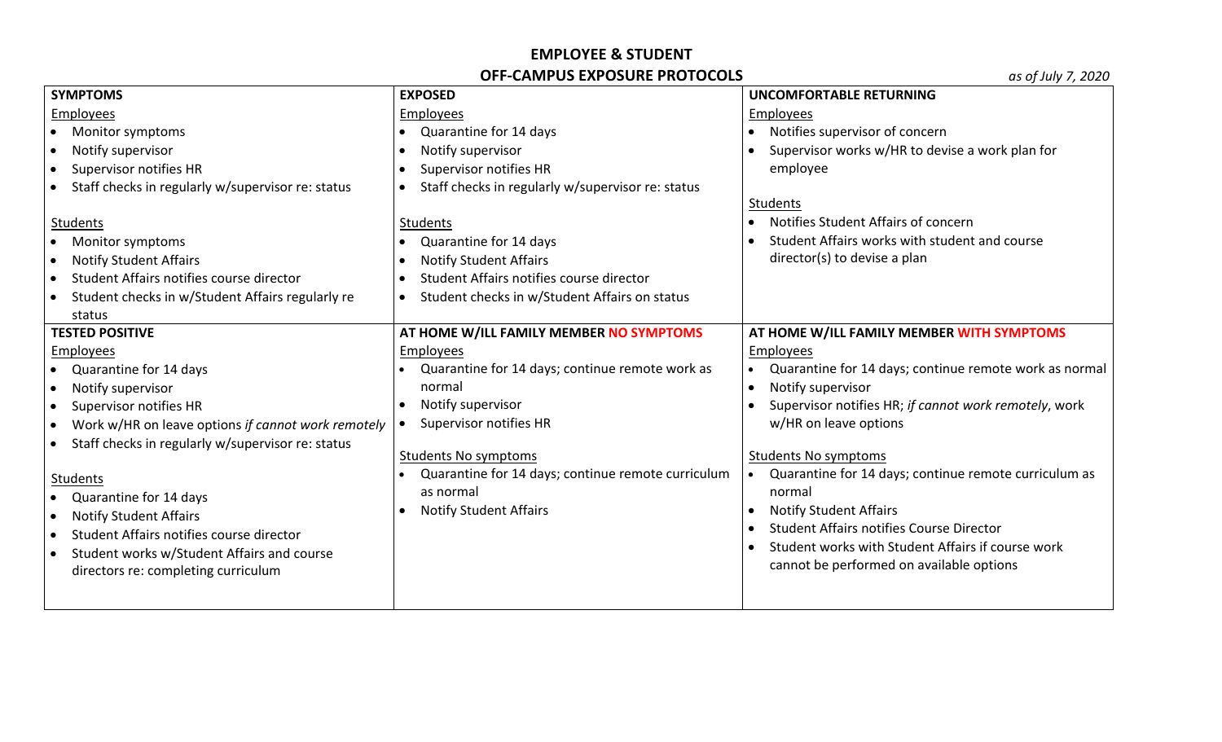# EMPLOYEE & STUDENT
# OFF-CAMPUS EXPOSURE PROTOCOLS

*as of July 7, 2020*

| **SYMPTOMS** | **EXPOSED** | **UNCOMFORTABLE RETURNING** |
|---|---|---|
| Employees<br>• Monitor symptoms<br>• Notify supervisor<br>• Supervisor notifies HR<br>• Staff checks in regularly w/supervisor re: status<br><br>Students<br>• Monitor symptoms<br>• Notify Student Affairs<br>• Student Affairs notifies course director<br>• Student checks in w/Student Affairs regularly re status | Employees<br>• Quarantine for 14 days<br>• Notify supervisor<br>• Supervisor notifies HR<br>• Staff checks in regularly w/supervisor re: status<br><br>Students<br>• Quarantine for 14 days<br>• Notify Student Affairs<br>• Student Affairs notifies course director<br>• Student checks in w/Student Affairs on status | Employees<br>• Notifies supervisor of concern<br>• Supervisor works w/HR to devise a work plan for employee<br><br>Students<br>• Notifies Student Affairs of concern<br>• Student Affairs works with student and course director(s) to devise a plan |
| **TESTED POSITIVE** | **AT HOME W/ILL FAMILY MEMBER NO SYMPTOMS** | **AT HOME W/ILL FAMILY MEMBER WITH SYMPTOMS** |
| Employees<br>• Quarantine for 14 days<br>• Notify supervisor<br>• Supervisor notifies HR<br>• Work w/HR on leave options *if cannot work remotely*<br>• Staff checks in regularly w/supervisor re: status<br><br>Students<br>• Quarantine for 14 days<br>• Notify Student Affairs<br>• Student Affairs notifies course director<br>• Student works w/Student Affairs and course directors re: completing curriculum | Employees<br>• Quarantine for 14 days; continue remote work as normal<br>• Notify supervisor<br>• Supervisor notifies HR<br><br>Students No symptoms<br>• Quarantine for 14 days; continue remote curriculum as normal<br>• Notify Student Affairs | Employees<br>• Quarantine for 14 days; continue remote work as normal<br>• Notify supervisor<br>• Supervisor notifies HR; *if cannot work remotely*, work w/HR on leave options<br><br>Students No symptoms<br>• Quarantine for 14 days; continue remote curriculum as normal<br>• Notify Student Affairs<br>• Student Affairs notifies Course Director<br>• Student works with Student Affairs if course work cannot be performed on available options |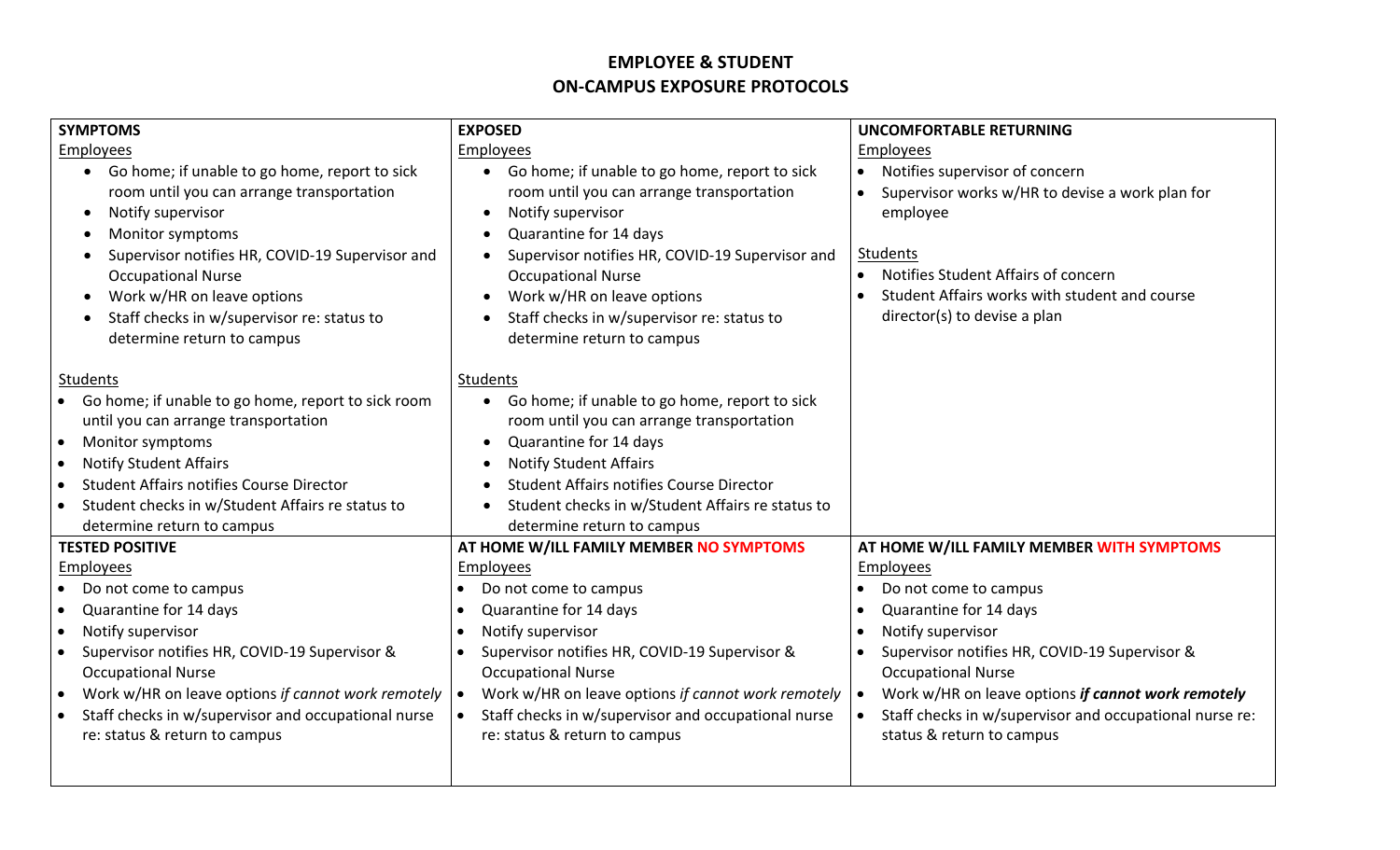**EMPLOYEE & STUDENT**
**ON-CAMPUS EXPOSURE PROTOCOLS**

| **SYMPTOMS** | **EXPOSED** | **UNCOMFORTABLE RETURNING** |
|---|---|---|
| Employees<br>• Go home; if unable to go home, report to sick room until you can arrange transportation<br>• Notify supervisor<br>• Monitor symptoms<br>• Supervisor notifies HR, COVID-19 Supervisor and Occupational Nurse<br>• Work w/HR on leave options<br>• Staff checks in w/supervisor re: status to determine return to campus<br><br>Students<br>• Go home; if unable to go home, report to sick room until you can arrange transportation<br>• Monitor symptoms<br>• Notify Student Affairs<br>• Student Affairs notifies Course Director<br>• Student checks in w/Student Affairs re status to determine return to campus | Employees<br>• Go home; if unable to go home, report to sick room until you can arrange transportation<br>• Notify supervisor<br>• Quarantine for 14 days<br>• Supervisor notifies HR, COVID-19 Supervisor and Occupational Nurse<br>• Work w/HR on leave options<br>• Staff checks in w/supervisor re: status to determine return to campus<br><br>Students<br>• Go home; if unable to go home, report to sick room until you can arrange transportation<br>• Quarantine for 14 days<br>• Notify Student Affairs<br>• Student Affairs notifies Course Director<br>• Student checks in w/Student Affairs re status to determine return to campus | Employees<br>• Notifies supervisor of concern<br>• Supervisor works w/HR to devise a work plan for employee<br><br>Students<br>• Notifies Student Affairs of concern<br>• Student Affairs works with student and course director(s) to devise a plan |
| **TESTED POSITIVE** | **AT HOME W/ILL FAMILY MEMBER NO SYMPTOMS** | **AT HOME W/ILL FAMILY MEMBER WITH SYMPTOMS** |
| Employees<br>• Do not come to campus<br>• Quarantine for 14 days<br>• Notify supervisor<br>• Supervisor notifies HR, COVID-19 Supervisor & Occupational Nurse<br>• Work w/HR on leave options *if cannot work remotely*<br>• Staff checks in w/supervisor and occupational nurse re: status & return to campus | Employees<br>• Do not come to campus<br>• Quarantine for 14 days<br>• Notify supervisor<br>• Supervisor notifies HR, COVID-19 Supervisor & Occupational Nurse<br>• Work w/HR on leave options *if cannot work remotely*<br>• Staff checks in w/supervisor and occupational nurse re: status & return to campus | Employees<br>• Do not come to campus<br>• Quarantine for 14 days<br>• Notify supervisor<br>• Supervisor notifies HR, COVID-19 Supervisor & Occupational Nurse<br>• Work w/HR on leave options ***if cannot work remotely***<br>• Staff checks in w/supervisor and occupational nurse re: status & return to campus |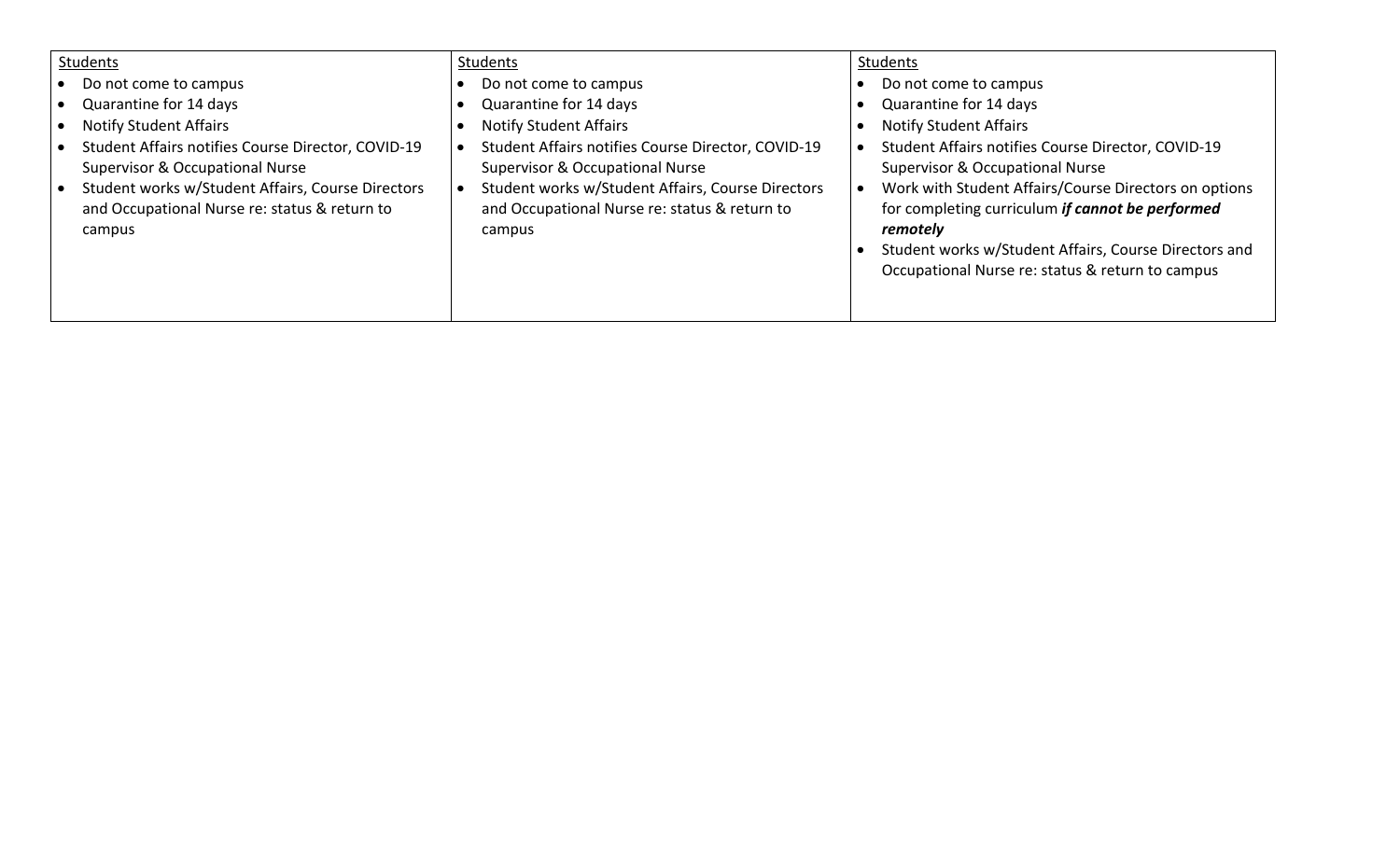| | | |
|---|---|---|
| <u>Students</u><br>• Do not come to campus<br>• Quarantine for 14 days<br>• Notify Student Affairs<br>• Student Affairs notifies Course Director, COVID-19 Supervisor & Occupational Nurse<br>• Student works w/Student Affairs, Course Directors and Occupational Nurse re: status & return to campus | <u>Students</u><br>• Do not come to campus<br>• Quarantine for 14 days<br>• Notify Student Affairs<br>• Student Affairs notifies Course Director, COVID-19 Supervisor & Occupational Nurse<br>• Student works w/Student Affairs, Course Directors and Occupational Nurse re: status & return to campus | <u>Students</u><br>• Do not come to campus<br>• Quarantine for 14 days<br>• Notify Student Affairs<br>• Student Affairs notifies Course Director, COVID-19 Supervisor & Occupational Nurse<br>• Work with Student Affairs/Course Directors on options for completing curriculum ***if cannot be performed remotely***<br>• Student works w/Student Affairs, Course Directors and Occupational Nurse re: status & return to campus |